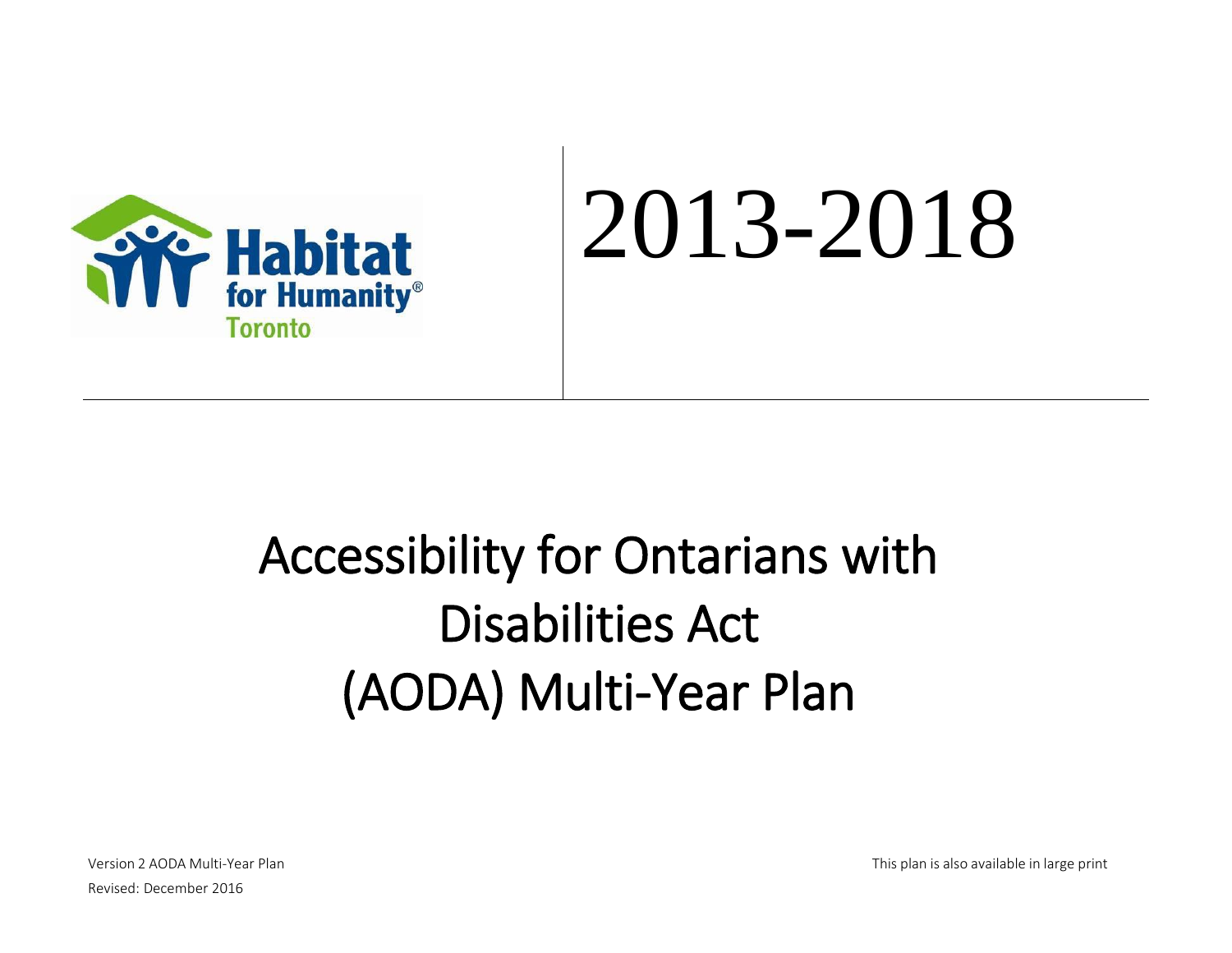Habitat for Humanity® Toronto

# 2013-2018

# Accessibility for Ontarians with Disabilities Act (AODA) Multi-Year Plan

Version 2 AODA Multi-Year Plan

Revised: December 2016

This plan is also available in large print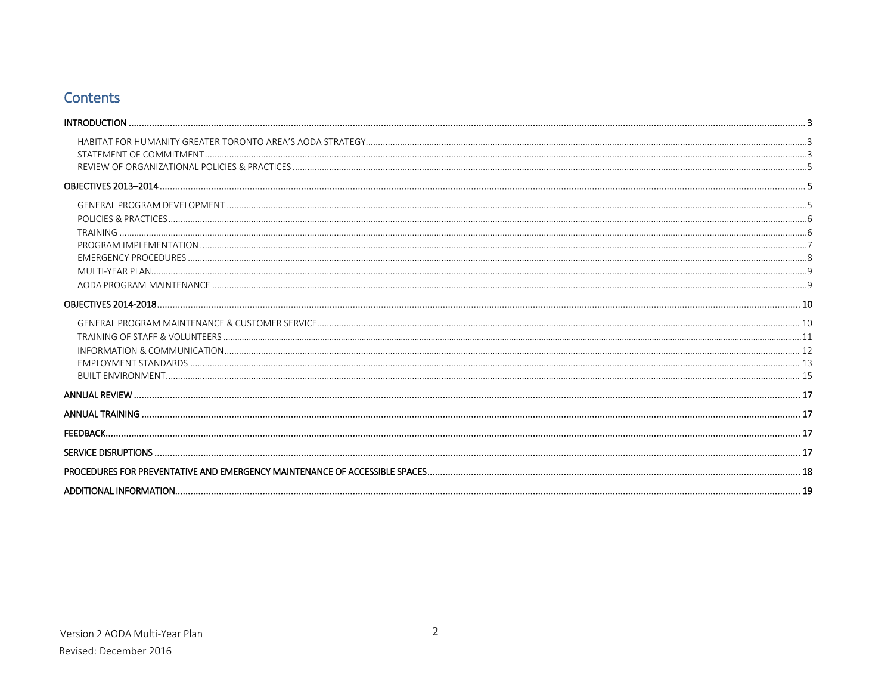# Contents

INTRODUCTION .......... 3

- HABITAT FOR HUMANITY GREATER TORONTO AREA'S AODA STRATEGY .......... 3
- STATEMENT OF COMMITMENT .......... 3
- REVIEW OF ORGANIZATIONAL POLICIES & PRACTICES .......... 5

OBJECTIVES 2013–2014 .......... 5

- GENERAL PROGRAM DEVELOPMENT .......... 5
- POLICIES & PRACTICES .......... 6
- TRAINING .......... 6
- PROGRAM IMPLEMENTATION .......... 7
- EMERGENCY PROCEDURES .......... 8
- MULTI-YEAR PLAN .......... 9
- AODA PROGRAM MAINTENANCE .......... 9

OBJECTIVES 2014-2018 .......... 10

- GENERAL PROGRAM MAINTENANCE & CUSTOMER SERVICE .......... 10
- TRAINING OF STAFF & VOLUNTEERS .......... 11
- INFORMATION & COMMUNICATION .......... 12
- EMPLOYMENT STANDARDS .......... 13
- BUILT ENVIRONMENT .......... 15

ANNUAL REVIEW .......... 17

ANNUAL TRAINING .......... 17

FEEDBACK .......... 17

SERVICE DISRUPTIONS .......... 17

PROCEDURES FOR PREVENTATIVE AND EMERGENCY MAINTENANCE OF ACCESSIBLE SPACES .......... 18

ADDITIONAL INFORMATION .......... 19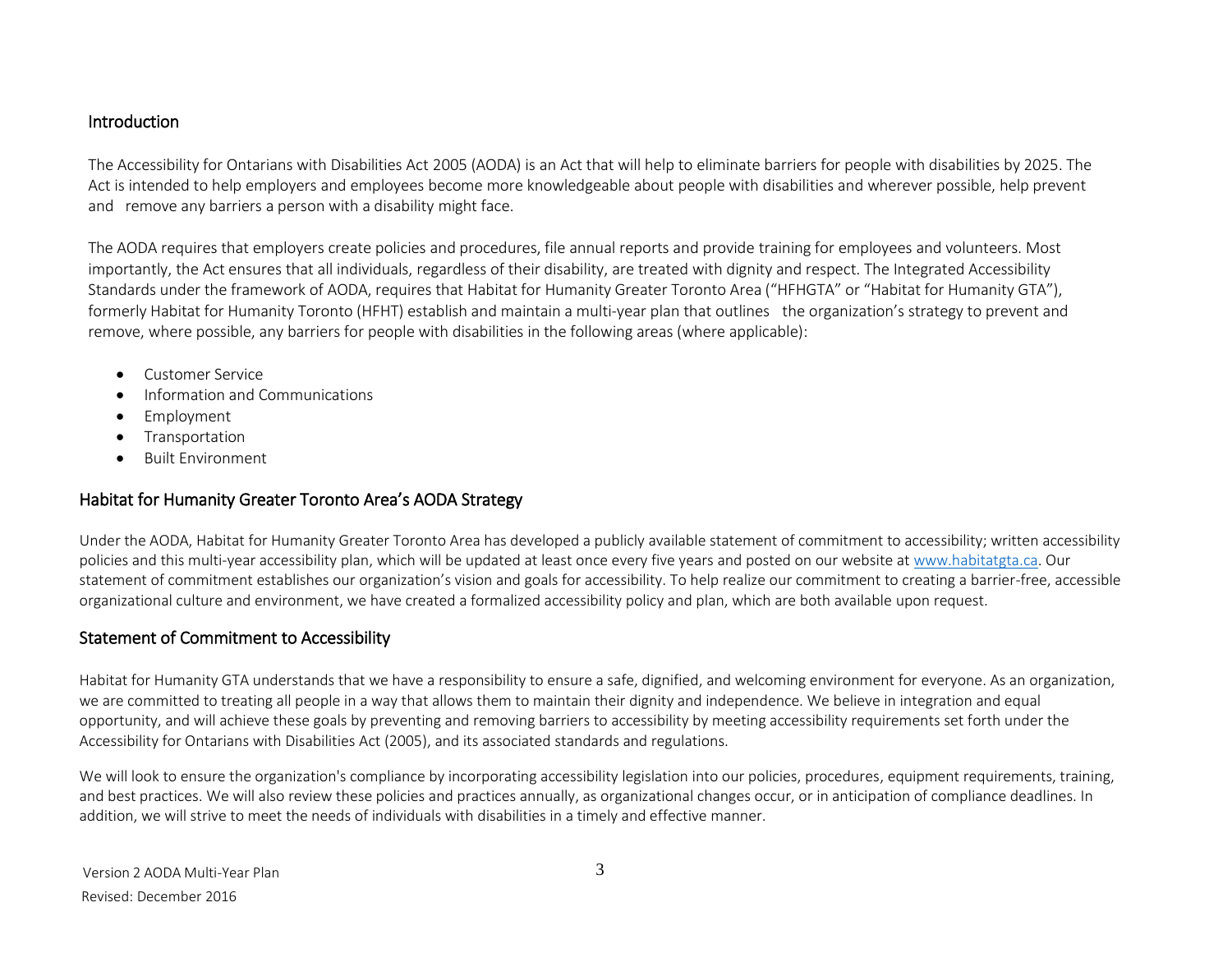## Introduction

The Accessibility for Ontarians with Disabilities Act 2005 (AODA) is an Act that will help to eliminate barriers for people with disabilities by 2025. The Act is intended to help employers and employees become more knowledgeable about people with disabilities and wherever possible, help prevent and remove any barriers a person with a disability might face.

The AODA requires that employers create policies and procedures, file annual reports and provide training for employees and volunteers. Most importantly, the Act ensures that all individuals, regardless of their disability, are treated with dignity and respect. The Integrated Accessibility Standards under the framework of AODA, requires that Habitat for Humanity Greater Toronto Area ("HFHGTA" or "Habitat for Humanity GTA"), formerly Habitat for Humanity Toronto (HFHT) establish and maintain a multi-year plan that outlines the organization's strategy to prevent and remove, where possible, any barriers for people with disabilities in the following areas (where applicable):

- Customer Service
- Information and Communications
- Employment
- Transportation
- Built Environment

## Habitat for Humanity Greater Toronto Area's AODA Strategy

Under the AODA, Habitat for Humanity Greater Toronto Area has developed a publicly available statement of commitment to accessibility; written accessibility policies and this multi-year accessibility plan, which will be updated at least once every five years and posted on our website at [www.habitatgta.ca](http://www.habitatgta.ca). Our statement of commitment establishes our organization's vision and goals for accessibility. To help realize our commitment to creating a barrier-free, accessible organizational culture and environment, we have created a formalized accessibility policy and plan, which are both available upon request.

## Statement of Commitment to Accessibility

Habitat for Humanity GTA understands that we have a responsibility to ensure a safe, dignified, and welcoming environment for everyone. As an organization, we are committed to treating all people in a way that allows them to maintain their dignity and independence. We believe in integration and equal opportunity, and will achieve these goals by preventing and removing barriers to accessibility by meeting accessibility requirements set forth under the Accessibility for Ontarians with Disabilities Act (2005), and its associated standards and regulations.

We will look to ensure the organization's compliance by incorporating accessibility legislation into our policies, procedures, equipment requirements, training, and best practices. We will also review these policies and practices annually, as organizational changes occur, or in anticipation of compliance deadlines. In addition, we will strive to meet the needs of individuals with disabilities in a timely and effective manner.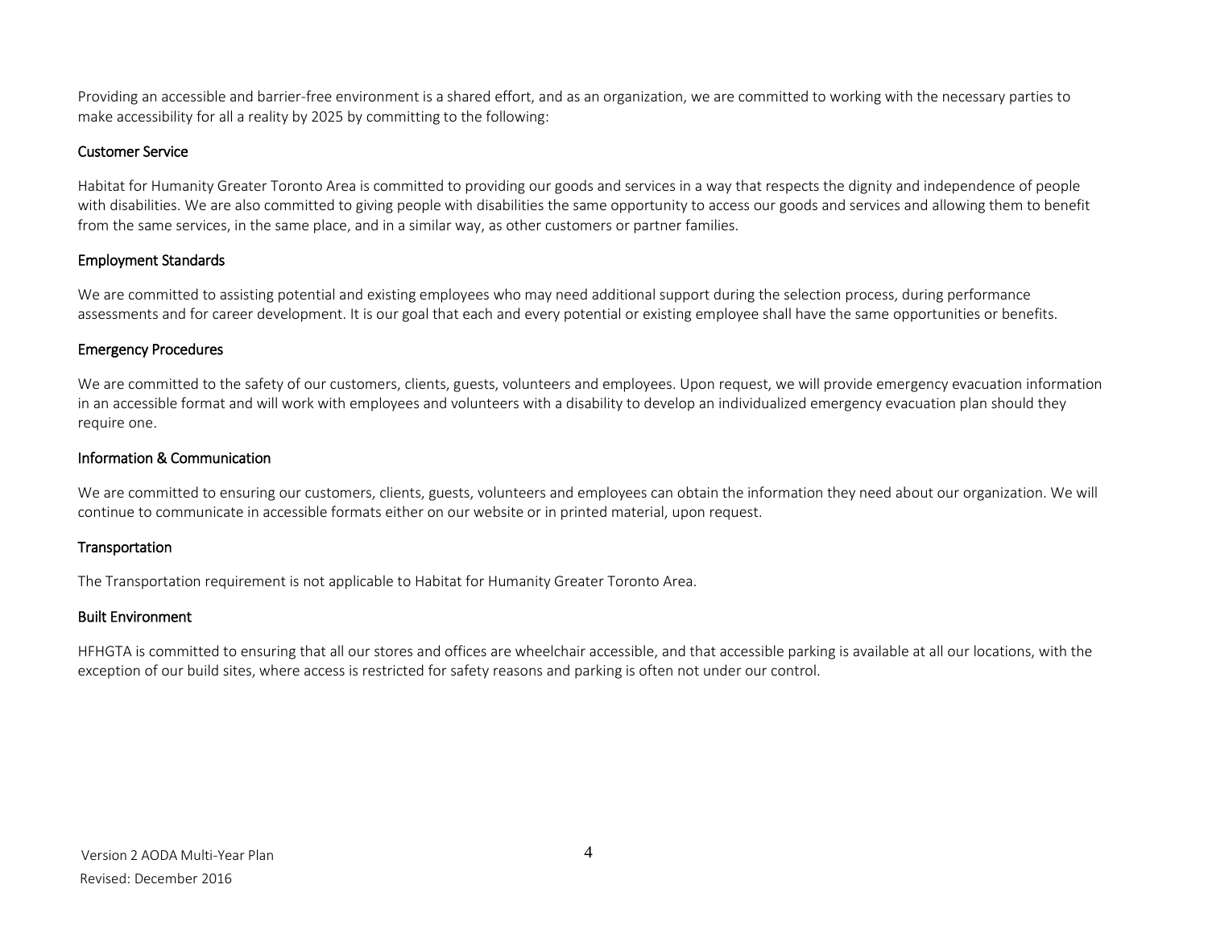Providing an accessible and barrier-free environment is a shared effort, and as an organization, we are committed to working with the necessary parties to make accessibility for all a reality by 2025 by committing to the following:

### Customer Service

Habitat for Humanity Greater Toronto Area is committed to providing our goods and services in a way that respects the dignity and independence of people with disabilities. We are also committed to giving people with disabilities the same opportunity to access our goods and services and allowing them to benefit from the same services, in the same place, and in a similar way, as other customers or partner families.

### Employment Standards

We are committed to assisting potential and existing employees who may need additional support during the selection process, during performance assessments and for career development. It is our goal that each and every potential or existing employee shall have the same opportunities or benefits.

### Emergency Procedures

We are committed to the safety of our customers, clients, guests, volunteers and employees. Upon request, we will provide emergency evacuation information in an accessible format and will work with employees and volunteers with a disability to develop an individualized emergency evacuation plan should they require one.

### Information & Communication

We are committed to ensuring our customers, clients, guests, volunteers and employees can obtain the information they need about our organization. We will continue to communicate in accessible formats either on our website or in printed material, upon request.

### Transportation

The Transportation requirement is not applicable to Habitat for Humanity Greater Toronto Area.

### Built Environment

HFHGTA is committed to ensuring that all our stores and offices are wheelchair accessible, and that accessible parking is available at all our locations, with the exception of our build sites, where access is restricted for safety reasons and parking is often not under our control.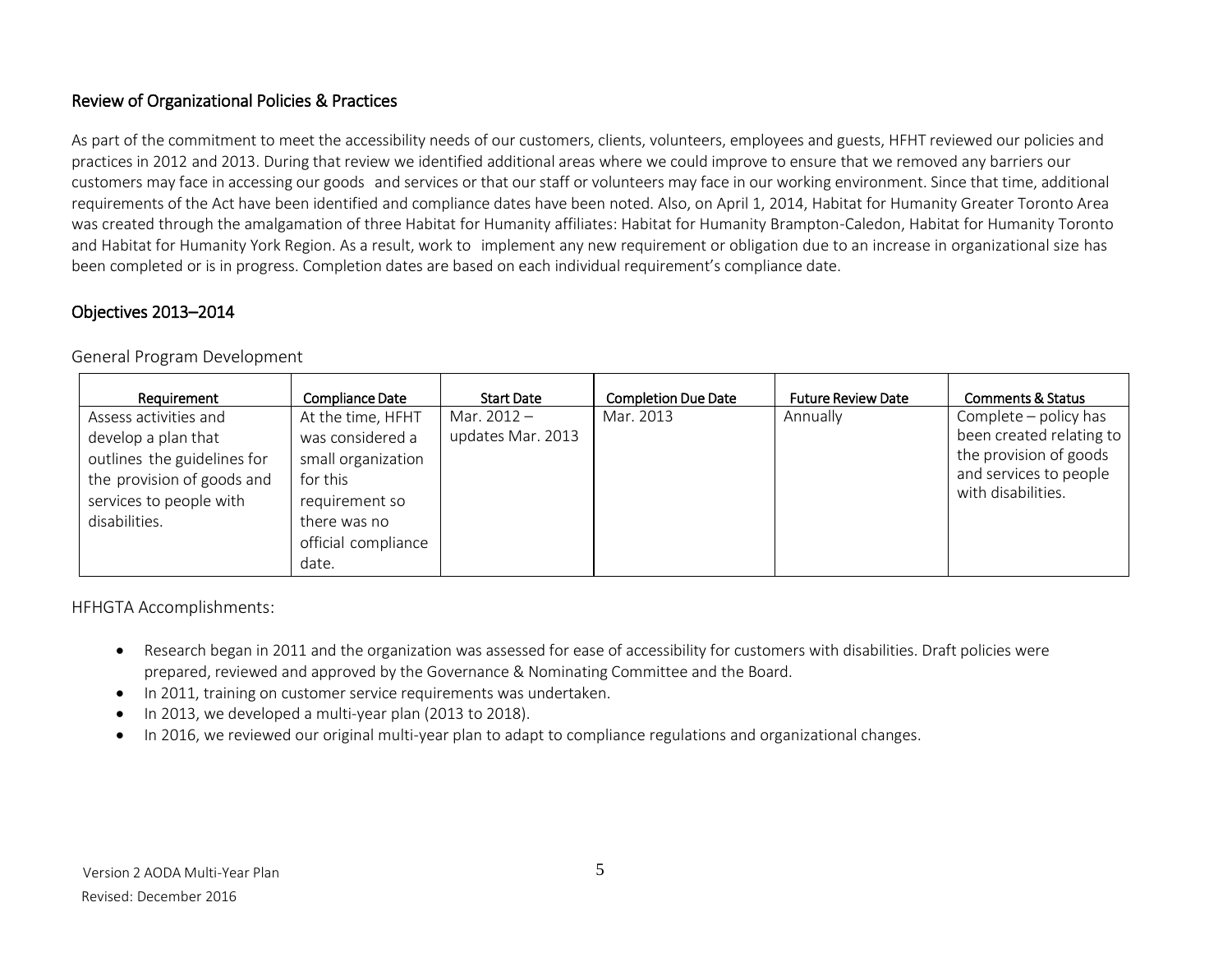## Review of Organizational Policies & Practices

As part of the commitment to meet the accessibility needs of our customers, clients, volunteers, employees and guests, HFHT reviewed our policies and practices in 2012 and 2013. During that review we identified additional areas where we could improve to ensure that we removed any barriers our customers may face in accessing our goods and services or that our staff or volunteers may face in our working environment. Since that time, additional requirements of the Act have been identified and compliance dates have been noted. Also, on April 1, 2014, Habitat for Humanity Greater Toronto Area was created through the amalgamation of three Habitat for Humanity affiliates: Habitat for Humanity Brampton-Caledon, Habitat for Humanity Toronto and Habitat for Humanity York Region. As a result, work to implement any new requirement or obligation due to an increase in organizational size has been completed or is in progress. Completion dates are based on each individual requirement's compliance date.

## Objectives 2013–2014

### General Program Development

| Requirement | Compliance Date | Start Date | Completion Due Date | Future Review Date | Comments & Status |
|---|---|---|---|---|---|
| Assess activities and develop a plan that outlines the guidelines for the provision of goods and services to people with disabilities. | At the time, HFHT was considered a small organization for this requirement so there was no official compliance date. | Mar. 2012 – updates Mar. 2013 | Mar. 2013 | Annually | Complete – policy has been created relating to the provision of goods and services to people with disabilities. |

### HFHGTA Accomplishments:

- Research began in 2011 and the organization was assessed for ease of accessibility for customers with disabilities. Draft policies were prepared, reviewed and approved by the Governance & Nominating Committee and the Board.
- In 2011, training on customer service requirements was undertaken.
- In 2013, we developed a multi-year plan (2013 to 2018).
- In 2016, we reviewed our original multi-year plan to adapt to compliance regulations and organizational changes.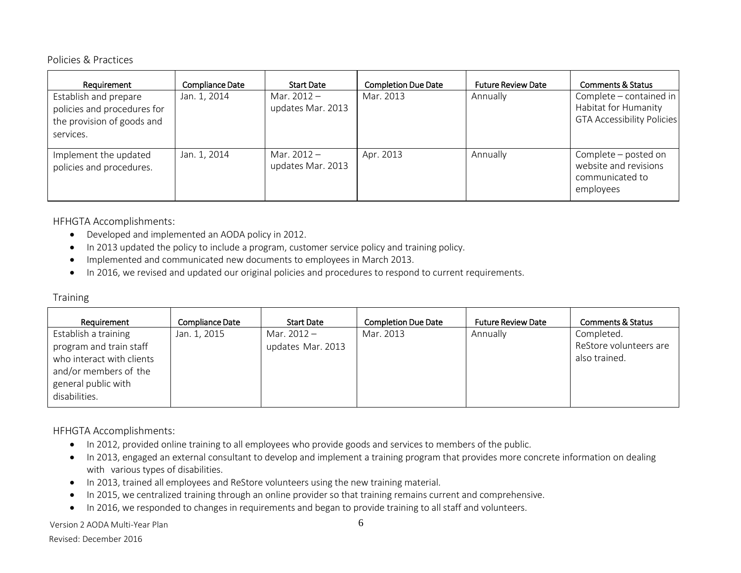## Policies & Practices

| Requirement | Compliance Date | Start Date | Completion Due Date | Future Review Date | Comments & Status |
|---|---|---|---|---|---|
| Establish and prepare policies and procedures for the provision of goods and services. | Jan. 1, 2014 | Mar. 2012 – updates Mar. 2013 | Mar. 2013 | Annually | Complete – contained in Habitat for Humanity GTA Accessibility Policies |
| Implement the updated policies and procedures. | Jan. 1, 2014 | Mar. 2012 – updates Mar. 2013 | Apr. 2013 | Annually | Complete – posted on website and revisions communicated to employees |

HFHGTA Accomplishments:

- Developed and implemented an AODA policy in 2012.
- In 2013 updated the policy to include a program, customer service policy and training policy.
- Implemented and communicated new documents to employees in March 2013.
- In 2016, we revised and updated our original policies and procedures to respond to current requirements.

## Training

| Requirement | Compliance Date | Start Date | Completion Due Date | Future Review Date | Comments & Status |
|---|---|---|---|---|---|
| Establish a training program and train staff who interact with clients and/or members of the general public with disabilities. | Jan. 1, 2015 | Mar. 2012 – updates Mar. 2013 | Mar. 2013 | Annually | Completed. ReStore volunteers are also trained. |

HFHGTA Accomplishments:

- In 2012, provided online training to all employees who provide goods and services to members of the public.
- In 2013, engaged an external consultant to develop and implement a training program that provides more concrete information on dealing with various types of disabilities.
- In 2013, trained all employees and ReStore volunteers using the new training material.
- In 2015, we centralized training through an online provider so that training remains current and comprehensive.
- In 2016, we responded to changes in requirements and began to provide training to all staff and volunteers.

Version 2 AODA Multi-Year Plan

Revised: December 2016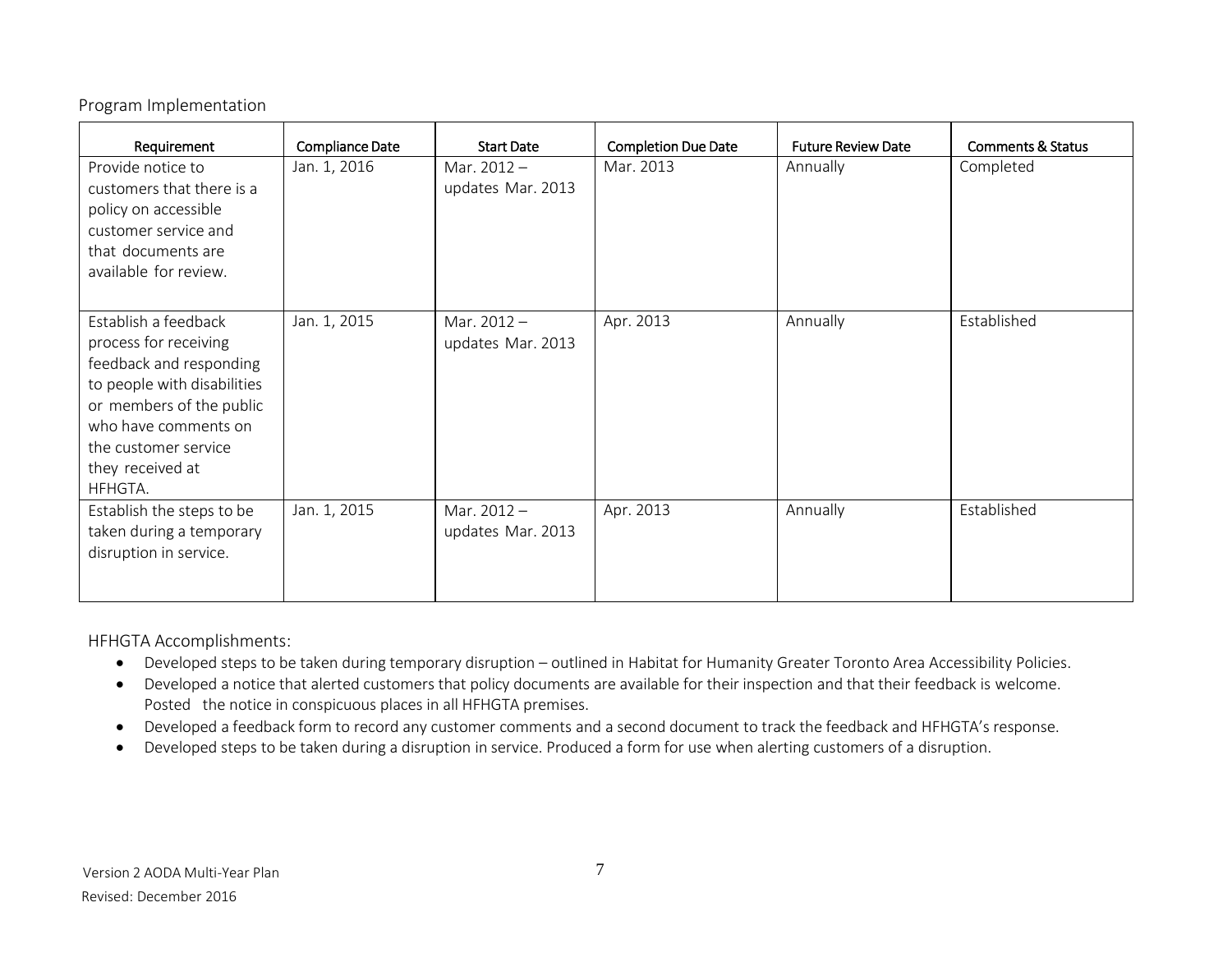Program Implementation

| Requirement | Compliance Date | Start Date | Completion Due Date | Future Review Date | Comments & Status |
|---|---|---|---|---|---|
| Provide notice to customers that there is a policy on accessible customer service and that documents are available for review. | Jan. 1, 2016 | Mar. 2012 – updates Mar. 2013 | Mar. 2013 | Annually | Completed |
| Establish a feedback process for receiving feedback and responding to people with disabilities or members of the public who have comments on the customer service they received at HFHGTA. | Jan. 1, 2015 | Mar. 2012 – updates Mar. 2013 | Apr. 2013 | Annually | Established |
| Establish the steps to be taken during a temporary disruption in service. | Jan. 1, 2015 | Mar. 2012 – updates Mar. 2013 | Apr. 2013 | Annually | Established |

HFHGTA Accomplishments:

- Developed steps to be taken during temporary disruption – outlined in Habitat for Humanity Greater Toronto Area Accessibility Policies.
- Developed a notice that alerted customers that policy documents are available for their inspection and that their feedback is welcome. Posted the notice in conspicuous places in all HFHGTA premises.
- Developed a feedback form to record any customer comments and a second document to track the feedback and HFHGTA's response.
- Developed steps to be taken during a disruption in service. Produced a form for use when alerting customers of a disruption.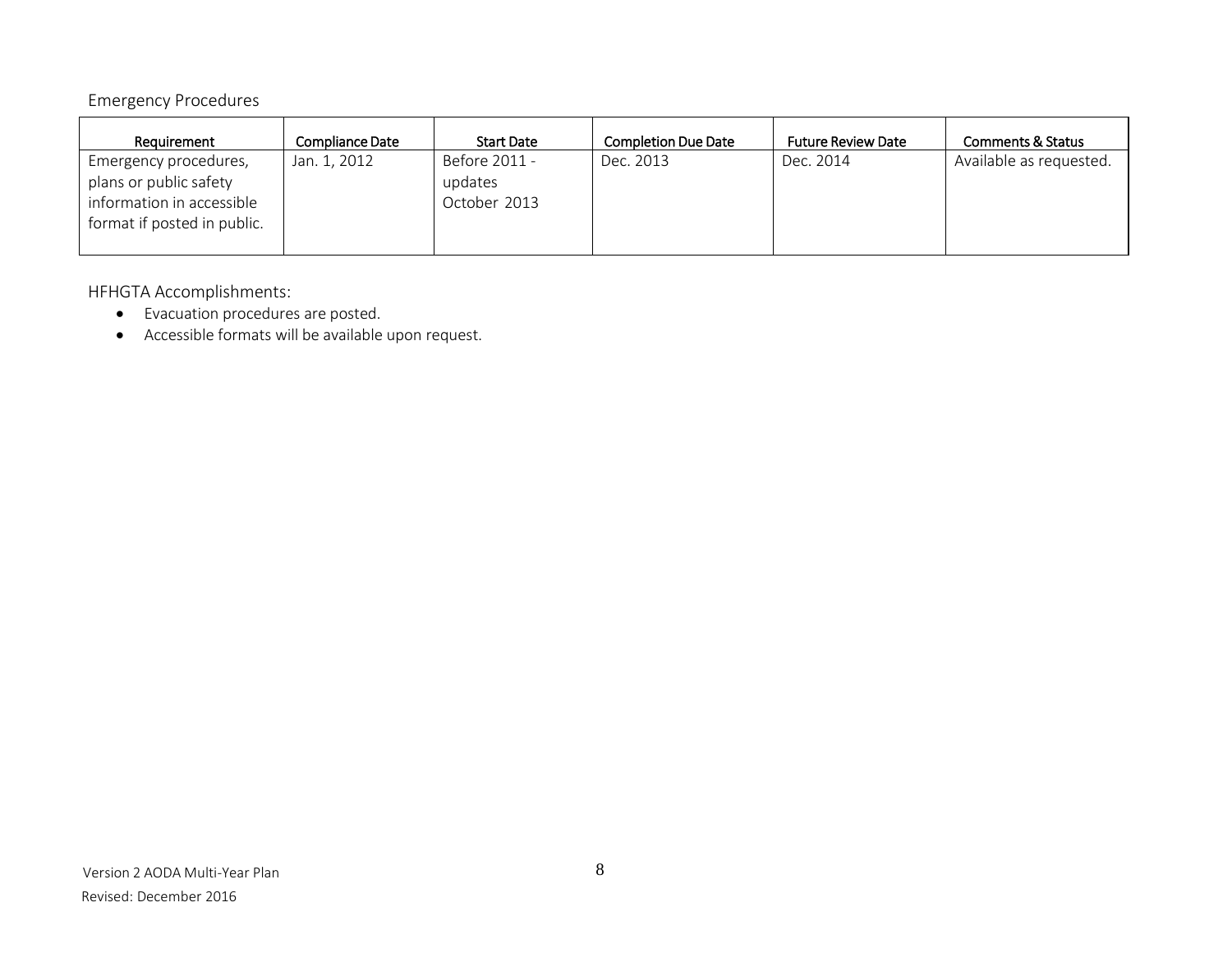## Emergency Procedures

| Requirement | Compliance Date | Start Date | Completion Due Date | Future Review Date | Comments & Status |
|---|---|---|---|---|---|
| Emergency procedures, plans or public safety information in accessible format if posted in public. | Jan. 1, 2012 | Before 2011 - updates October 2013 | Dec. 2013 | Dec. 2014 | Available as requested. |

HFHGTA Accomplishments:

- Evacuation procedures are posted.
- Accessible formats will be available upon request.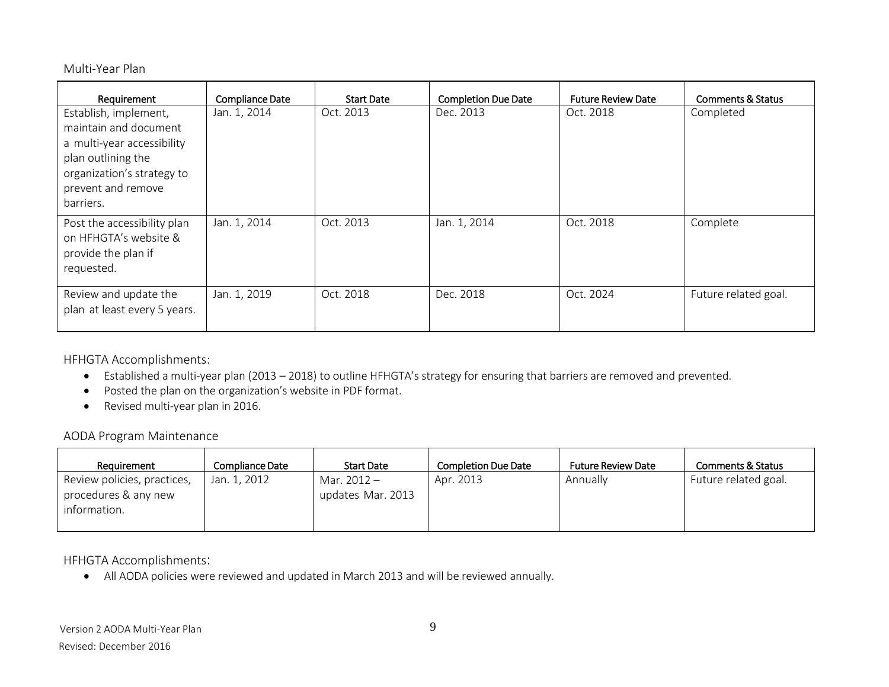## Multi-Year Plan

| Requirement | Compliance Date | Start Date | Completion Due Date | Future Review Date | Comments & Status |
|---|---|---|---|---|---|
| Establish, implement, maintain and document a multi-year accessibility plan outlining the organization's strategy to prevent and remove barriers. | Jan. 1, 2014 | Oct. 2013 | Dec. 2013 | Oct. 2018 | Completed |
| Post the accessibility plan on HFHGTA's website & provide the plan if requested. | Jan. 1, 2014 | Oct. 2013 | Jan. 1, 2014 | Oct. 2018 | Complete |
| Review and update the plan at least every 5 years. | Jan. 1, 2019 | Oct. 2018 | Dec. 2018 | Oct. 2024 | Future related goal. |

### HFHGTA Accomplishments:

- Established a multi-year plan (2013 – 2018) to outline HFHGTA's strategy for ensuring that barriers are removed and prevented.
- Posted the plan on the organization's website in PDF format.
- Revised multi-year plan in 2016.

## AODA Program Maintenance

| Requirement | Compliance Date | Start Date | Completion Due Date | Future Review Date | Comments & Status |
|---|---|---|---|---|---|
| Review policies, practices, procedures & any new information. | Jan. 1, 2012 | Mar. 2012 – updates Mar. 2013 | Apr. 2013 | Annually | Future related goal. |

### HFHGTA Accomplishments:

- All AODA policies were reviewed and updated in March 2013 and will be reviewed annually.

Version 2 AODA Multi-Year Plan
Revised: December 2016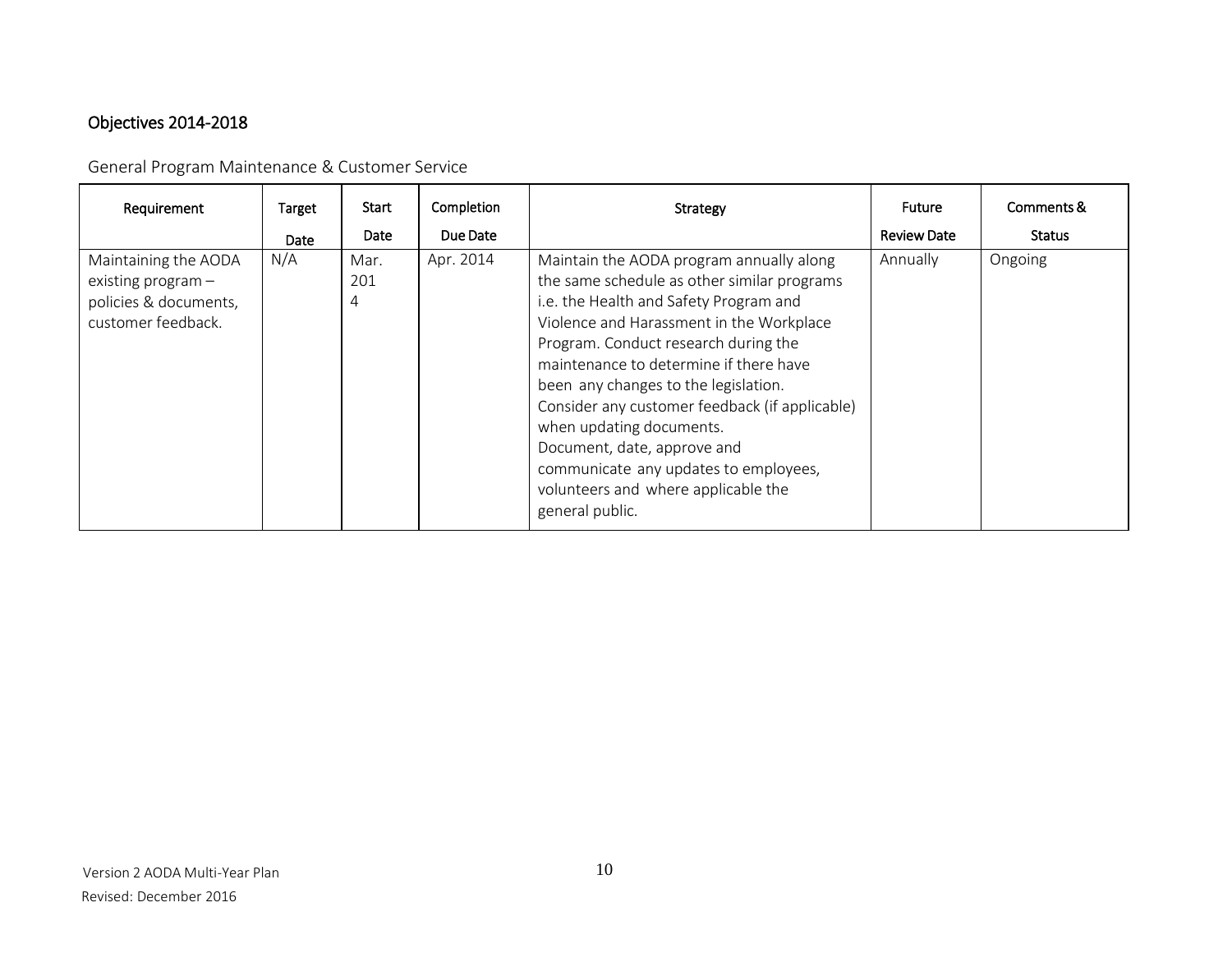## Objectives 2014-2018

### General Program Maintenance & Customer Service

| Requirement | Target Date | Start Date | Completion Due Date | Strategy | Future Review Date | Comments & Status |
|---|---|---|---|---|---|---|
| Maintaining the AODA existing program – policies & documents, customer feedback. | N/A | Mar. 2014 | Apr. 2014 | Maintain the AODA program annually along the same schedule as other similar programs i.e. the Health and Safety Program and Violence and Harassment in the Workplace Program. Conduct research during the maintenance to determine if there have been any changes to the legislation. Consider any customer feedback (if applicable) when updating documents. Document, date, approve and communicate any updates to employees, volunteers and where applicable the general public. | Annually | Ongoing |

Version 2 AODA Multi-Year Plan
Revised: December 2016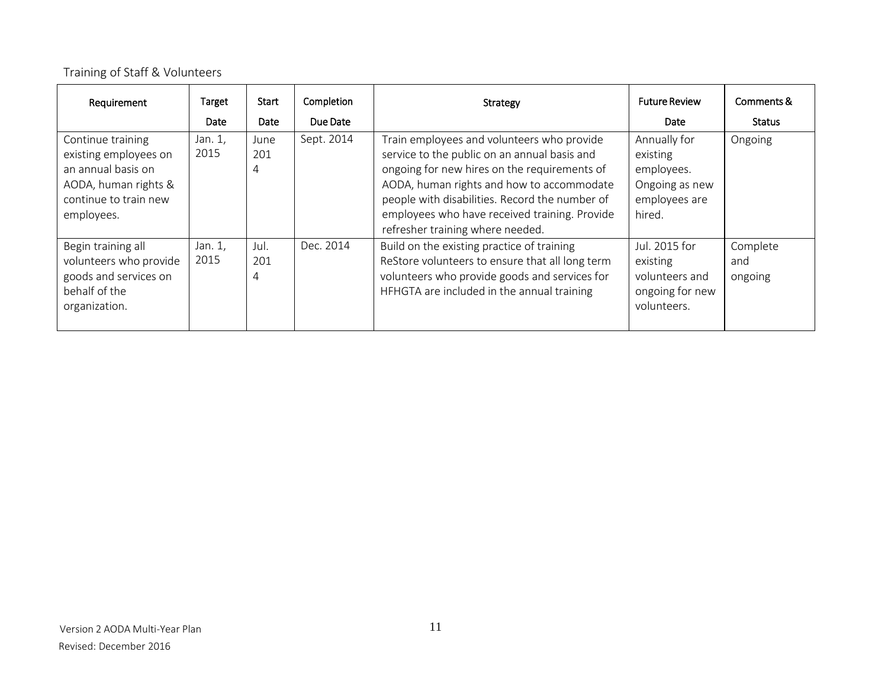## Training of Staff & Volunteers

| Requirement | Target Date | Start Date | Completion Due Date | Strategy | Future Review Date | Comments & Status |
|---|---|---|---|---|---|---|
| Continue training existing employees on an annual basis on AODA, human rights & continue to train new employees. | Jan. 1, 2015 | June 2014 | Sept. 2014 | Train employees and volunteers who provide service to the public on an annual basis and ongoing for new hires on the requirements of AODA, human rights and how to accommodate people with disabilities. Record the number of employees who have received training. Provide refresher training where needed. | Annually for existing employees. Ongoing as new employees are hired. | Ongoing |
| Begin training all volunteers who provide goods and services on behalf of the organization. | Jan. 1, 2015 | Jul. 2014 | Dec. 2014 | Build on the existing practice of training ReStore volunteers to ensure that all long term volunteers who provide goods and services for HFHGTA are included in the annual training | Jul. 2015 for existing volunteers and ongoing for new volunteers. | Complete and ongoing |

Version 2 AODA Multi-Year Plan
Revised: December 2016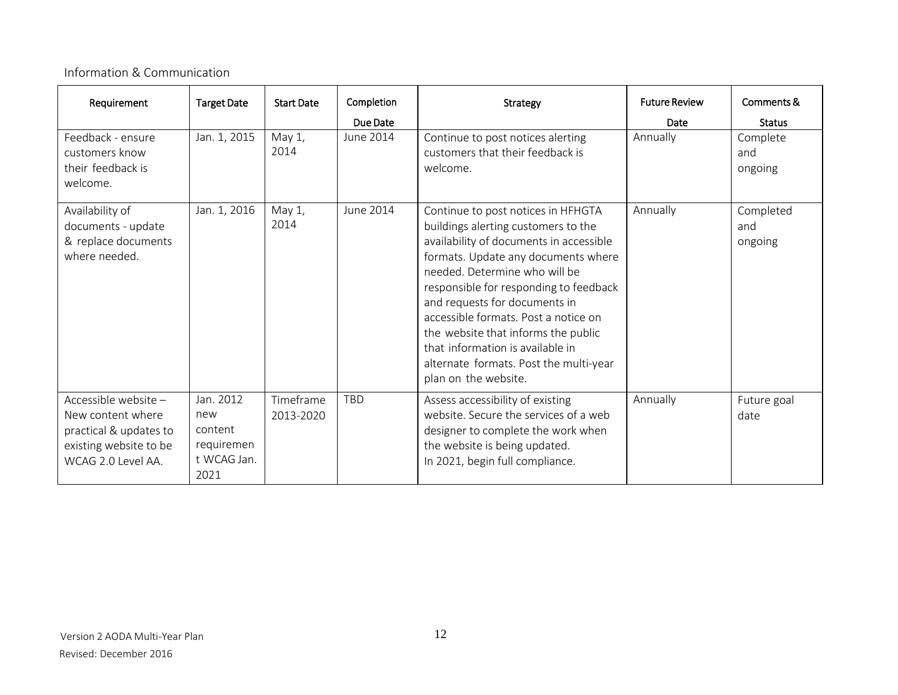Information & Communication

| Requirement | Target Date | Start Date | Completion Due Date | Strategy | Future Review Date | Comments & Status |
|---|---|---|---|---|---|---|
| Feedback - ensure customers know their feedback is welcome. | Jan. 1, 2015 | May 1, 2014 | June 2014 | Continue to post notices alerting customers that their feedback is welcome. | Annually | Complete and ongoing |
| Availability of documents - update & replace documents where needed. | Jan. 1, 2016 | May 1, 2014 | June 2014 | Continue to post notices in HFHGTA buildings alerting customers to the availability of documents in accessible formats. Update any documents where needed. Determine who will be responsible for responding to feedback and requests for documents in accessible formats. Post a notice on the website that informs the public that information is available in alternate formats. Post the multi-year plan on the website. | Annually | Completed and ongoing |
| Accessible website – New content where practical & updates to existing website to be WCAG 2.0 Level AA. | Jan. 2012 new content requirement WCAG Jan. 2021 | Timeframe 2013-2020 | TBD | Assess accessibility of existing website. Secure the services of a web designer to complete the work when the website is being updated. In 2021, begin full compliance. | Annually | Future goal date |

Version 2 AODA Multi-Year Plan
Revised: December 2016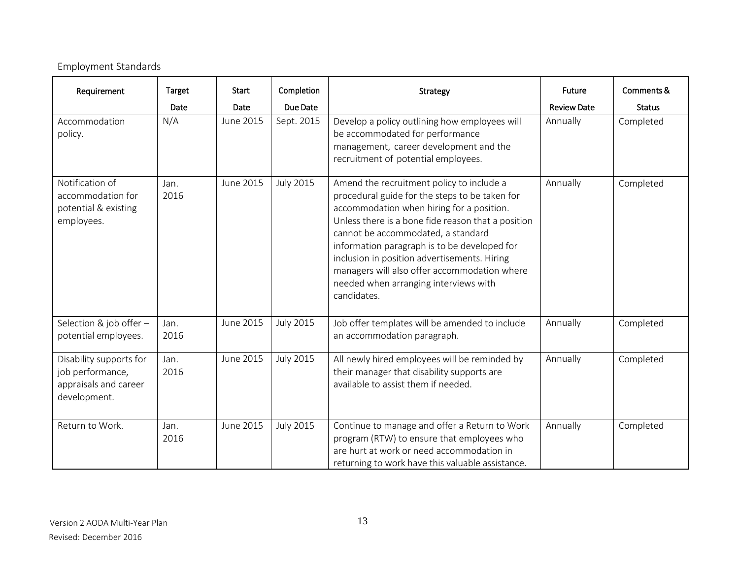Employment Standards

| Requirement | Target Date | Start Date | Completion Due Date | Strategy | Future Review Date | Comments & Status |
|---|---|---|---|---|---|---|
| Accommodation policy. | N/A | June 2015 | Sept. 2015 | Develop a policy outlining how employees will be accommodated for performance management, career development and the recruitment of potential employees. | Annually | Completed |
| Notification of accommodation for potential & existing employees. | Jan. 2016 | June 2015 | July 2015 | Amend the recruitment policy to include a procedural guide for the steps to be taken for accommodation when hiring for a position. Unless there is a bone fide reason that a position cannot be accommodated, a standard information paragraph is to be developed for inclusion in position advertisements. Hiring managers will also offer accommodation where needed when arranging interviews with candidates. | Annually | Completed |
| Selection & job offer – potential employees. | Jan. 2016 | June 2015 | July 2015 | Job offer templates will be amended to include an accommodation paragraph. | Annually | Completed |
| Disability supports for job performance, appraisals and career development. | Jan. 2016 | June 2015 | July 2015 | All newly hired employees will be reminded by their manager that disability supports are available to assist them if needed. | Annually | Completed |
| Return to Work. | Jan. 2016 | June 2015 | July 2015 | Continue to manage and offer a Return to Work program (RTW) to ensure that employees who are hurt at work or need accommodation in returning to work have this valuable assistance. | Annually | Completed |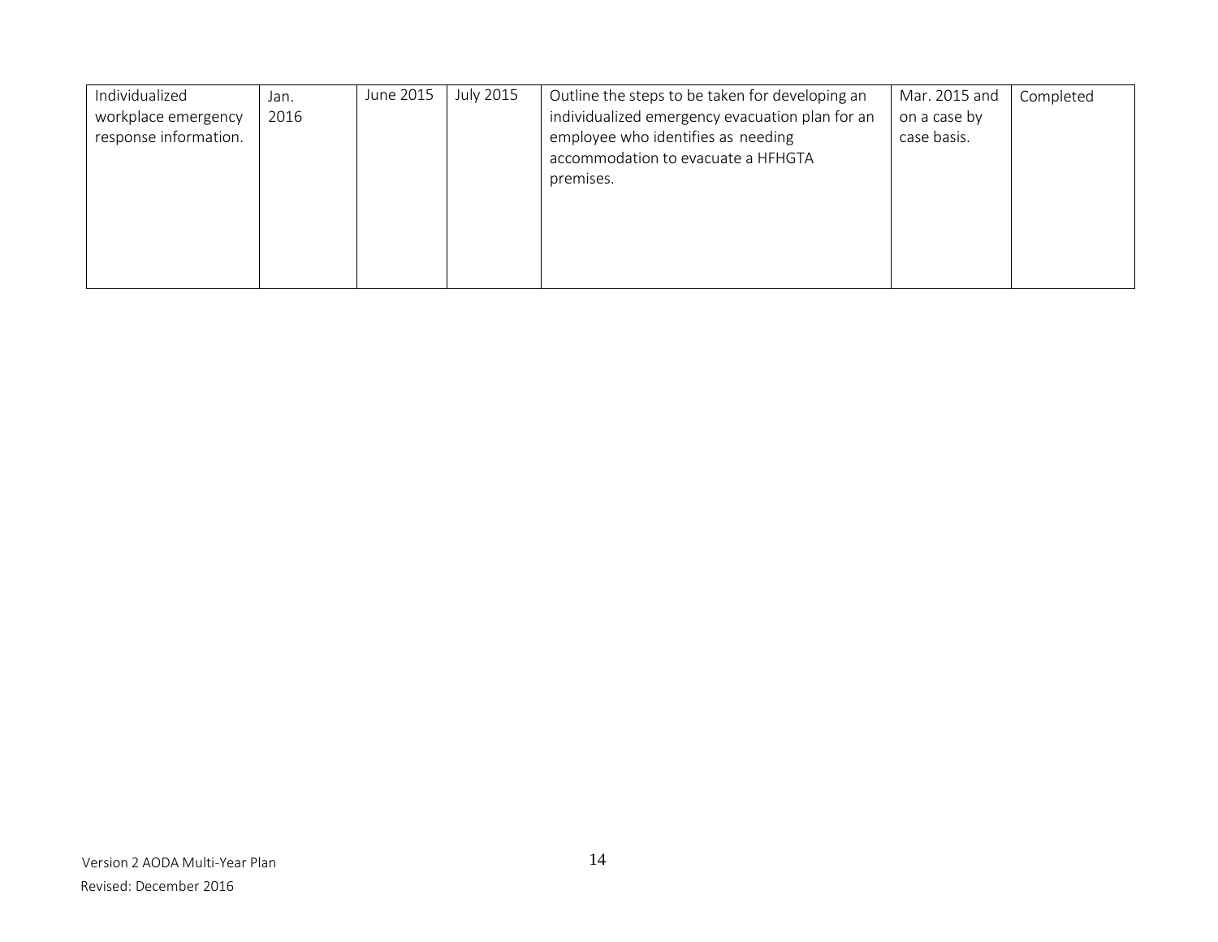| | | | | | | |
|---|---|---|---|---|---|---|
| Individualized workplace emergency response information. | Jan. 2016 | June 2015 | July 2015 | Outline the steps to be taken for developing an individualized emergency evacuation plan for an employee who identifies as needing accommodation to evacuate a HFHGTA premises. | Mar. 2015 and on a case by case basis. | Completed |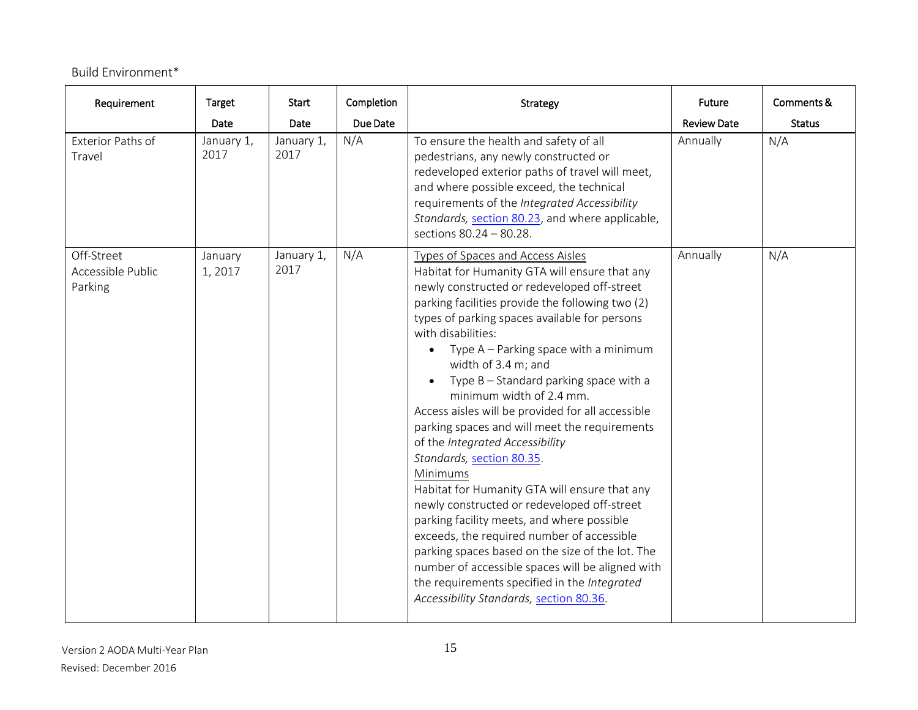Build Environment*

| Requirement | Target Date | Start Date | Completion Due Date | Strategy | Future Review Date | Comments & Status |
|---|---|---|---|---|---|---|
| Exterior Paths of Travel | January 1, 2017 | January 1, 2017 | N/A | To ensure the health and safety of all pedestrians, any newly constructed or redeveloped exterior paths of travel will meet, and where possible exceed, the technical requirements of the *Integrated Accessibility Standards,* section 80.23, and where applicable, sections 80.24 – 80.28. | Annually | N/A |
| Off-Street Accessible Public Parking | January 1, 2017 | January 1, 2017 | N/A | <u>Types of Spaces and Access Aisles</u><br>Habitat for Humanity GTA will ensure that any newly constructed or redeveloped off-street parking facilities provide the following two (2) types of parking spaces available for persons with disabilities:<br>• Type A – Parking space with a minimum width of 3.4 m; and<br>• Type B – Standard parking space with a minimum width of 2.4 mm.<br>Access aisles will be provided for all accessible parking spaces and will meet the requirements of the *Integrated Accessibility Standards,* section 80.35.<br><u>Minimums</u><br>Habitat for Humanity GTA will ensure that any newly constructed or redeveloped off-street parking facility meets, and where possible exceeds, the required number of accessible parking spaces based on the size of the lot. The number of accessible spaces will be aligned with the requirements specified in the *Integrated Accessibility Standards,* section 80.36. | Annually | N/A |

Version 2 AODA Multi-Year Plan

Revised: December 2016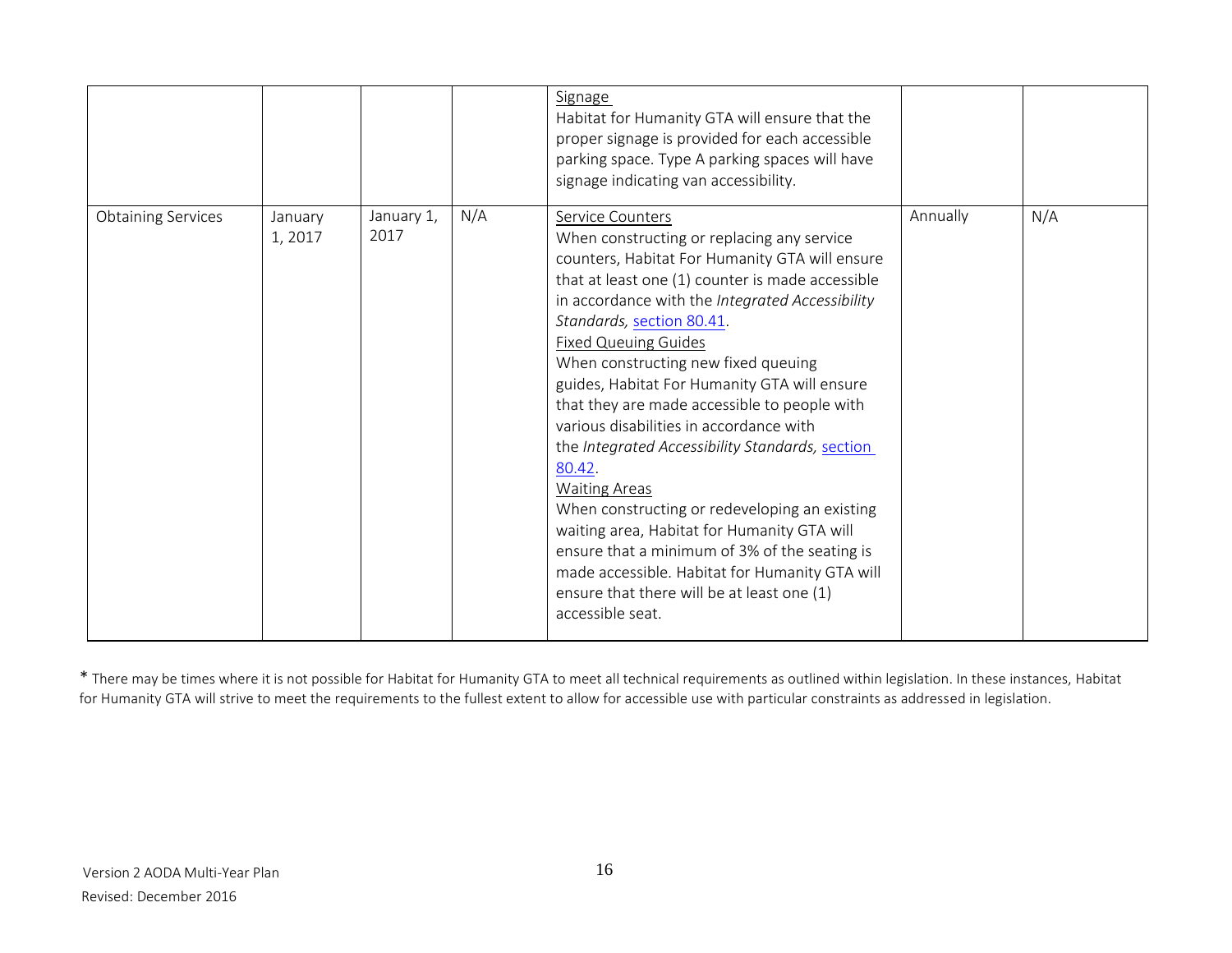| | | | | | | |
|---|---|---|---|---|---|---|
| | | | | Signage<br>Habitat for Humanity GTA will ensure that the proper signage is provided for each accessible parking space. Type A parking spaces will have signage indicating van accessibility. | | |
| Obtaining Services | January 1, 2017 | January 1, 2017 | N/A | Service Counters<br>When constructing or replacing any service counters, Habitat For Humanity GTA will ensure that at least one (1) counter is made accessible in accordance with the *Integrated Accessibility Standards,* section 80.41.<br>Fixed Queuing Guides<br>When constructing new fixed queuing guides, Habitat For Humanity GTA will ensure that they are made accessible to people with various disabilities in accordance with the *Integrated Accessibility Standards,* section 80.42.<br>Waiting Areas<br>When constructing or redeveloping an existing waiting area, Habitat for Humanity GTA will ensure that a minimum of 3% of the seating is made accessible. Habitat for Humanity GTA will ensure that there will be at least one (1) accessible seat. | Annually | N/A |

* There may be times where it is not possible for Habitat for Humanity GTA to meet all technical requirements as outlined within legislation. In these instances, Habitat for Humanity GTA will strive to meet the requirements to the fullest extent to allow for accessible use with particular constraints as addressed in legislation.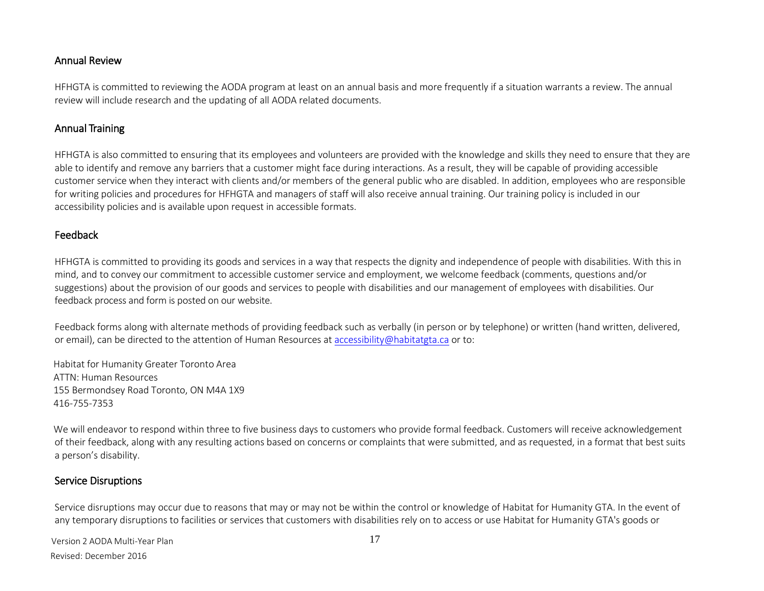## Annual Review

HFHGTA is committed to reviewing the AODA program at least on an annual basis and more frequently if a situation warrants a review. The annual review will include research and the updating of all AODA related documents.

## Annual Training

HFHGTA is also committed to ensuring that its employees and volunteers are provided with the knowledge and skills they need to ensure that they are able to identify and remove any barriers that a customer might face during interactions. As a result, they will be capable of providing accessible customer service when they interact with clients and/or members of the general public who are disabled. In addition, employees who are responsible for writing policies and procedures for HFHGTA and managers of staff will also receive annual training. Our training policy is included in our accessibility policies and is available upon request in accessible formats.

## Feedback

HFHGTA is committed to providing its goods and services in a way that respects the dignity and independence of people with disabilities. With this in mind, and to convey our commitment to accessible customer service and employment, we welcome feedback (comments, questions and/or suggestions) about the provision of our goods and services to people with disabilities and our management of employees with disabilities. Our feedback process and form is posted on our website.

Feedback forms along with alternate methods of providing feedback such as verbally (in person or by telephone) or written (hand written, delivered, or email), can be directed to the attention of Human Resources at accessibility@habitatgta.ca or to:

Habitat for Humanity Greater Toronto Area
ATTN: Human Resources
155 Bermondsey Road Toronto, ON M4A 1X9
416-755-7353

We will endeavor to respond within three to five business days to customers who provide formal feedback. Customers will receive acknowledgement of their feedback, along with any resulting actions based on concerns or complaints that were submitted, and as requested, in a format that best suits a person's disability.

## Service Disruptions

Service disruptions may occur due to reasons that may or may not be within the control or knowledge of Habitat for Humanity GTA. In the event of any temporary disruptions to facilities or services that customers with disabilities rely on to access or use Habitat for Humanity GTA's goods or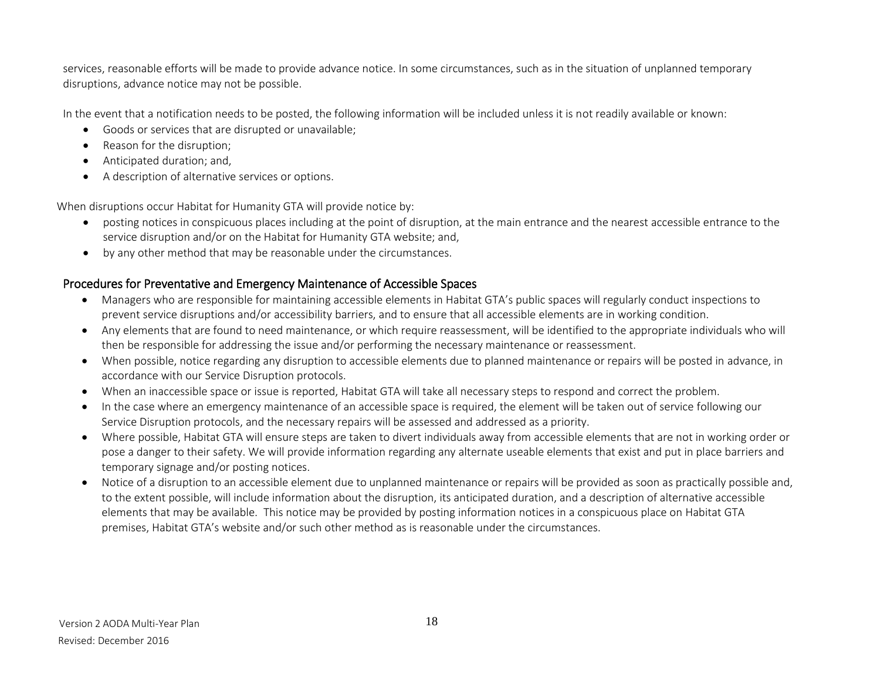services, reasonable efforts will be made to provide advance notice. In some circumstances, such as in the situation of unplanned temporary disruptions, advance notice may not be possible.

In the event that a notification needs to be posted, the following information will be included unless it is not readily available or known:

- Goods or services that are disrupted or unavailable;
- Reason for the disruption;
- Anticipated duration; and,
- A description of alternative services or options.

When disruptions occur Habitat for Humanity GTA will provide notice by:

- posting notices in conspicuous places including at the point of disruption, at the main entrance and the nearest accessible entrance to the service disruption and/or on the Habitat for Humanity GTA website; and,
- by any other method that may be reasonable under the circumstances.

## Procedures for Preventative and Emergency Maintenance of Accessible Spaces

- Managers who are responsible for maintaining accessible elements in Habitat GTA's public spaces will regularly conduct inspections to prevent service disruptions and/or accessibility barriers, and to ensure that all accessible elements are in working condition.
- Any elements that are found to need maintenance, or which require reassessment, will be identified to the appropriate individuals who will then be responsible for addressing the issue and/or performing the necessary maintenance or reassessment.
- When possible, notice regarding any disruption to accessible elements due to planned maintenance or repairs will be posted in advance, in accordance with our Service Disruption protocols.
- When an inaccessible space or issue is reported, Habitat GTA will take all necessary steps to respond and correct the problem.
- In the case where an emergency maintenance of an accessible space is required, the element will be taken out of service following our Service Disruption protocols, and the necessary repairs will be assessed and addressed as a priority.
- Where possible, Habitat GTA will ensure steps are taken to divert individuals away from accessible elements that are not in working order or pose a danger to their safety. We will provide information regarding any alternate useable elements that exist and put in place barriers and temporary signage and/or posting notices.
- Notice of a disruption to an accessible element due to unplanned maintenance or repairs will be provided as soon as practically possible and, to the extent possible, will include information about the disruption, its anticipated duration, and a description of alternative accessible elements that may be available. This notice may be provided by posting information notices in a conspicuous place on Habitat GTA premises, Habitat GTA's website and/or such other method as is reasonable under the circumstances.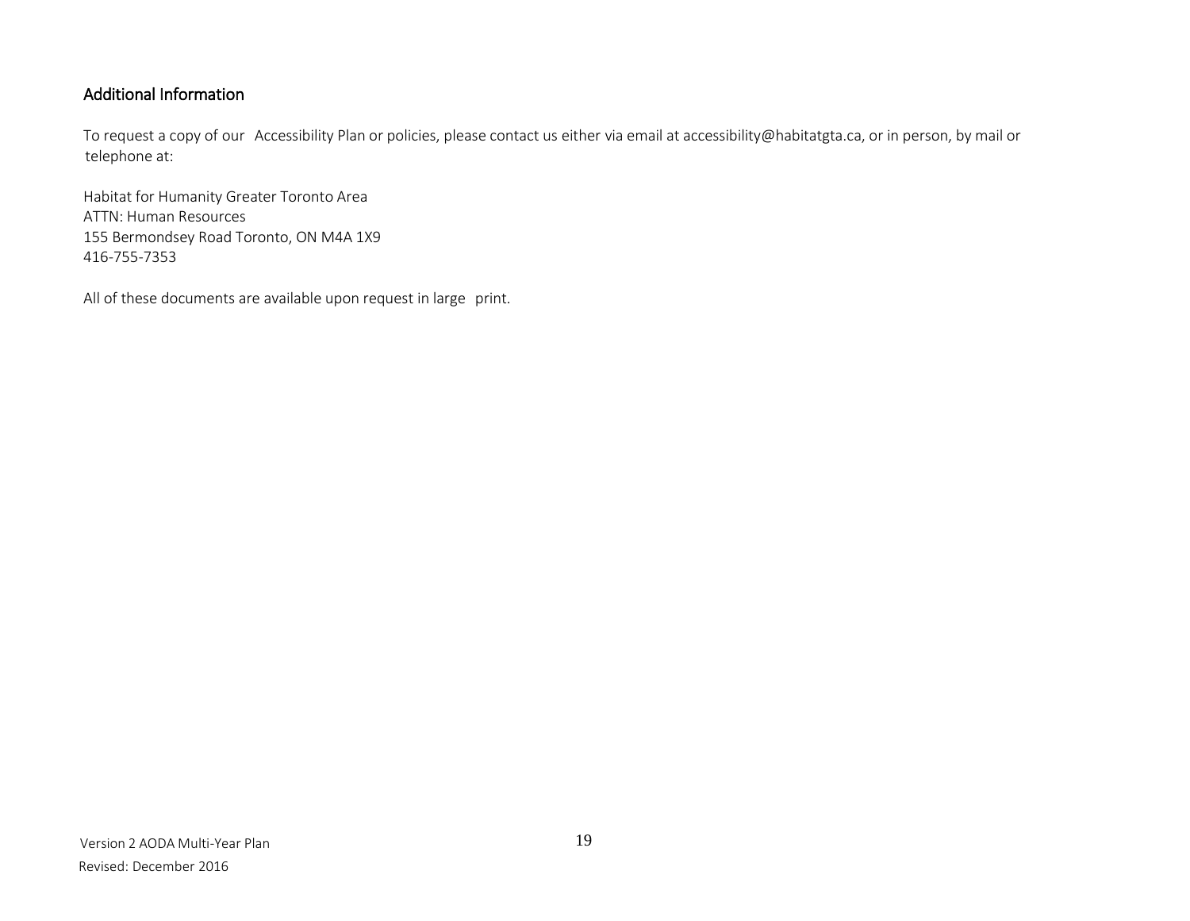## Additional Information

To request a copy of our Accessibility Plan or policies, please contact us either via email at accessibility@habitatgta.ca, or in person, by mail or telephone at:

Habitat for Humanity Greater Toronto Area
ATTN: Human Resources
155 Bermondsey Road Toronto, ON M4A 1X9
416-755-7353

All of these documents are available upon request in large print.